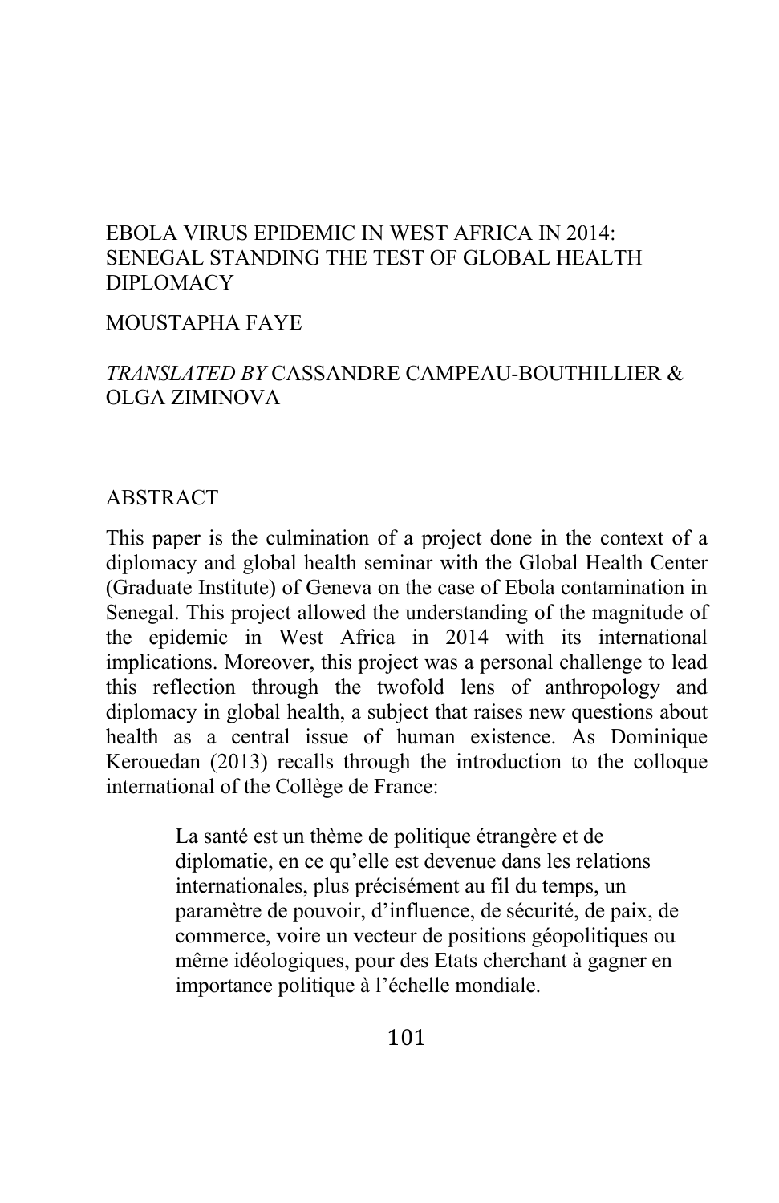# EBOLA VIRUS EPIDEMIC IN WEST AFRICA IN 2014: SENEGAL STANDING THE TEST OF GLOBAL HEALTH DIPLOMACY

MOUSTAPHA FAYE

*TRANSLATED BY* CASSANDRE CAMPEAU-BOUTHILLIER & OLGA ZIMINOVA

## ABSTRACT

This paper is the culmination of a project done in the context of a diplomacy and global health seminar with the Global Health Center (Graduate Institute) of Geneva on the case of Ebola contamination in Senegal. This project allowed the understanding of the magnitude of the epidemic in West Africa in 2014 with its international implications. Moreover, this project was a personal challenge to lead this reflection through the twofold lens of anthropology and diplomacy in global health, a subject that raises new questions about health as a central issue of human existence. As Dominique Kerouedan (2013) recalls through the introduction to the colloque international of the Collège de France:

> La santé est un thème de politique étrangère et de diplomatie, en ce qu'elle est devenue dans les relations internationales, plus précisément au fil du temps, un paramètre de pouvoir, d'influence, de sécurité, de paix, de commerce, voire un vecteur de positions géopolitiques ou même idéologiques, pour des Etats cherchant à gagner en importance politique à l'échelle mondiale.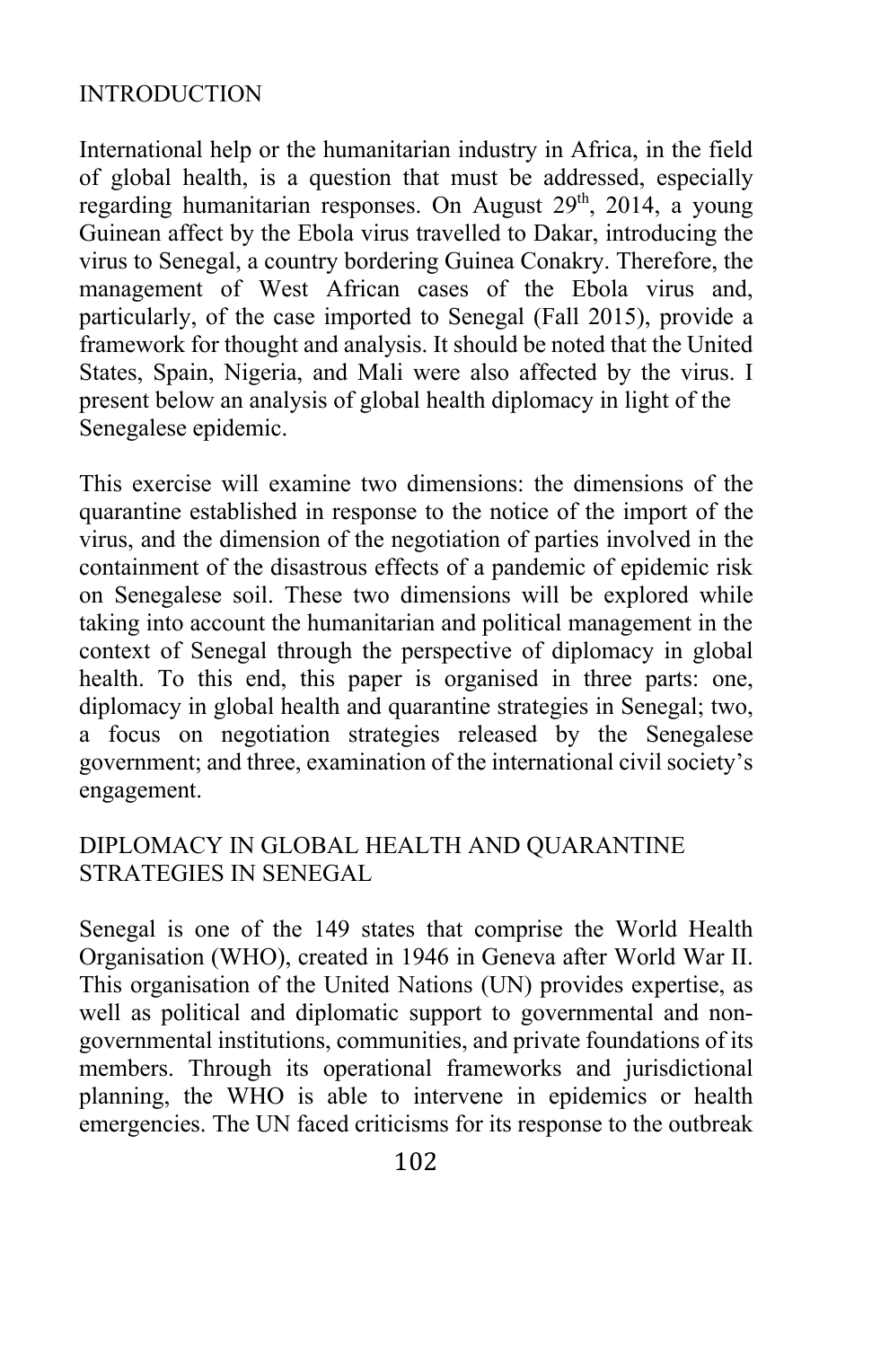## INTRODUCTION

International help or the humanitarian industry in Africa, in the field of global health, is a question that must be addressed, especially regarding humanitarian responses. On August 29th, 2014, a young Guinean affect by the Ebola virus travelled to Dakar, introducing the virus to Senegal, a country bordering Guinea Conakry. Therefore, the management of West African cases of the Ebola virus and, particularly, of the case imported to Senegal (Fall 2015), provide a framework for thought and analysis. It should be noted that the United States, Spain, Nigeria, and Mali were also affected by the virus. I present below an analysis of global health diplomacy in light of the Senegalese epidemic.

This exercise will examine two dimensions: the dimensions of the quarantine established in response to the notice of the import of the virus, and the dimension of the negotiation of parties involved in the containment of the disastrous effects of a pandemic of epidemic risk on Senegalese soil. These two dimensions will be explored while taking into account the humanitarian and political management in the context of Senegal through the perspective of diplomacy in global health. To this end, this paper is organised in three parts: one, diplomacy in global health and quarantine strategies in Senegal; two, a focus on negotiation strategies released by the Senegalese government; and three, examination of the international civil society's engagement.

## DIPLOMACY IN GLOBAL HEALTH AND QUARANTINE STRATEGIES IN SENEGAL

Senegal is one of the 149 states that comprise the World Health Organisation (WHO), created in 1946 in Geneva after World War II. This organisation of the United Nations (UN) provides expertise, as well as political and diplomatic support to governmental and non-governmental institutions, communities, and private foundations of its members. Through its operational frameworks and jurisdictional planning, the WHO is able to intervene in epidemics or health emergencies. The UN faced criticisms for its response to the outbreak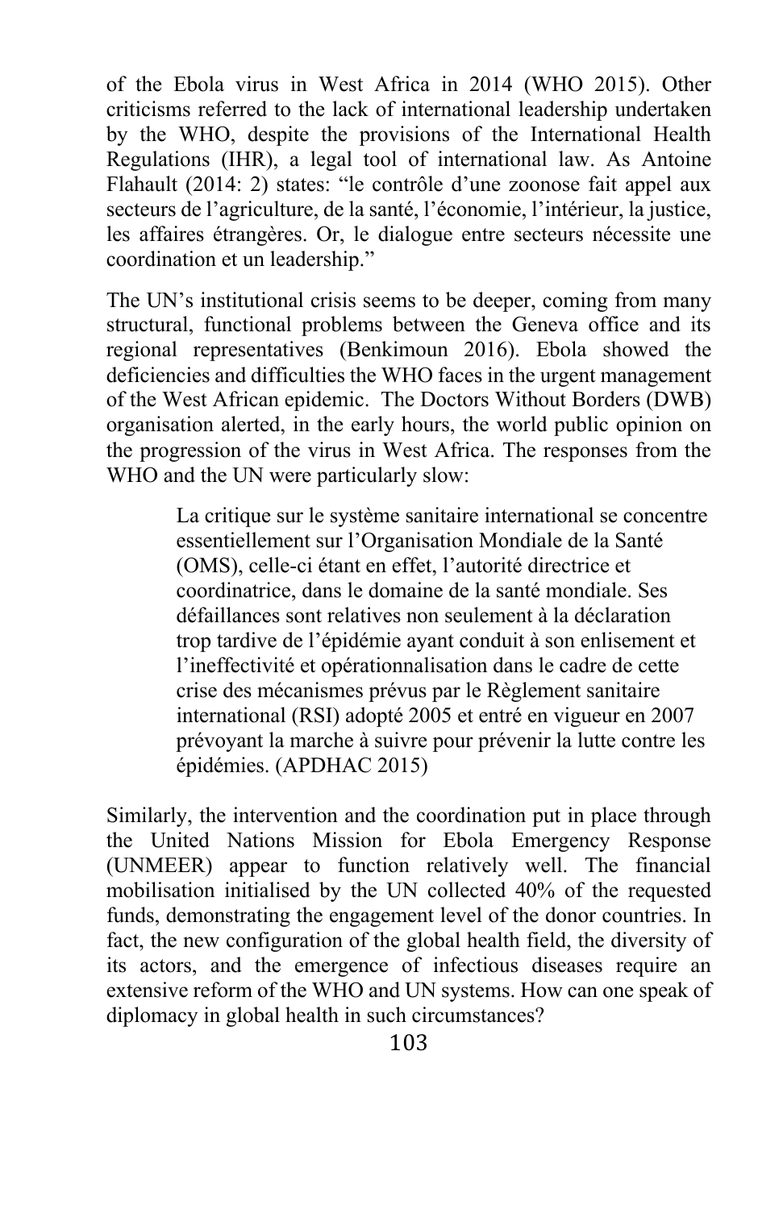of the Ebola virus in West Africa in 2014 (WHO 2015). Other criticisms referred to the lack of international leadership undertaken by the WHO, despite the provisions of the International Health Regulations (IHR), a legal tool of international law. As Antoine Flahault (2014: 2) states: "le contrôle d'une zoonose fait appel aux secteurs de l'agriculture, de la santé, l'économie, l'intérieur, la justice, les affaires étrangères. Or, le dialogue entre secteurs nécessite une coordination et un leadership."

The UN's institutional crisis seems to be deeper, coming from many structural, functional problems between the Geneva office and its regional representatives (Benkimoun 2016). Ebola showed the deficiencies and difficulties the WHO faces in the urgent management of the West African epidemic. The Doctors Without Borders (DWB) organisation alerted, in the early hours, the world public opinion on the progression of the virus in West Africa. The responses from the WHO and the UN were particularly slow:

> La critique sur le système sanitaire international se concentre essentiellement sur l'Organisation Mondiale de la Santé (OMS), celle-ci étant en effet, l'autorité directrice et coordinatrice, dans le domaine de la santé mondiale. Ses défaillances sont relatives non seulement à la déclaration trop tardive de l'épidémie ayant conduit à son enlisement et l'ineffectivité et opérationnalisation dans le cadre de cette crise des mécanismes prévus par le Règlement sanitaire international (RSI) adopté 2005 et entré en vigueur en 2007 prévoyant la marche à suivre pour prévenir la lutte contre les épidémies. (APDHAC 2015)

Similarly, the intervention and the coordination put in place through the United Nations Mission for Ebola Emergency Response (UNMEER) appear to function relatively well. The financial mobilisation initialised by the UN collected 40% of the requested funds, demonstrating the engagement level of the donor countries. In fact, the new configuration of the global health field, the diversity of its actors, and the emergence of infectious diseases require an extensive reform of the WHO and UN systems. How can one speak of diplomacy in global health in such circumstances?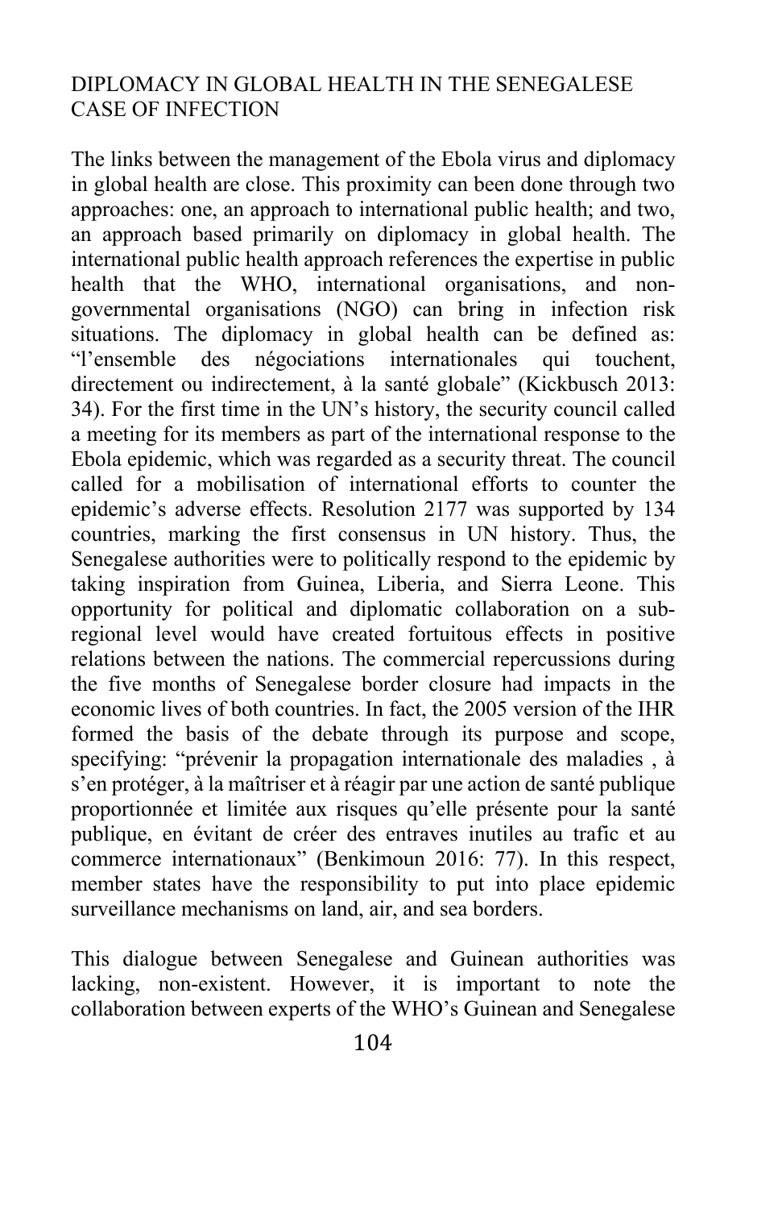## DIPLOMACY IN GLOBAL HEALTH IN THE SENEGALESE CASE OF INFECTION

The links between the management of the Ebola virus and diplomacy in global health are close. This proximity can been done through two approaches: one, an approach to international public health; and two, an approach based primarily on diplomacy in global health. The international public health approach references the expertise in public health that the WHO, international organisations, and non-governmental organisations (NGO) can bring in infection risk situations. The diplomacy in global health can be defined as: "l'ensemble des négociations internationales qui touchent, directement ou indirectement, à la santé globale" (Kickbusch 2013: 34). For the first time in the UN's history, the security council called a meeting for its members as part of the international response to the Ebola epidemic, which was regarded as a security threat. The council called for a mobilisation of international efforts to counter the epidemic's adverse effects. Resolution 2177 was supported by 134 countries, marking the first consensus in UN history. Thus, the Senegalese authorities were to politically respond to the epidemic by taking inspiration from Guinea, Liberia, and Sierra Leone. This opportunity for political and diplomatic collaboration on a sub-regional level would have created fortuitous effects in positive relations between the nations. The commercial repercussions during the five months of Senegalese border closure had impacts in the economic lives of both countries. In fact, the 2005 version of the IHR formed the basis of the debate through its purpose and scope, specifying: "prévenir la propagation internationale des maladies , à s'en protéger, à la maîtriser et à réagir par une action de santé publique proportionnée et limitée aux risques qu'elle présente pour la santé publique, en évitant de créer des entraves inutiles au trafic et au commerce internationaux" (Benkimoun 2016: 77). In this respect, member states have the responsibility to put into place epidemic surveillance mechanisms on land, air, and sea borders.

This dialogue between Senegalese and Guinean authorities was lacking, non-existent. However, it is important to note the collaboration between experts of the WHO's Guinean and Senegalese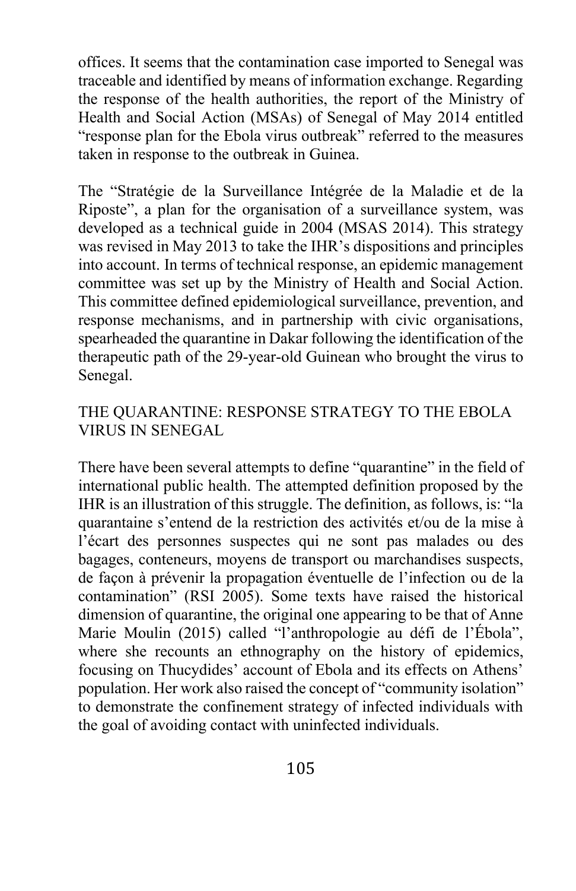offices. It seems that the contamination case imported to Senegal was traceable and identified by means of information exchange. Regarding the response of the health authorities, the report of the Ministry of Health and Social Action (MSAs) of Senegal of May 2014 entitled "response plan for the Ebola virus outbreak" referred to the measures taken in response to the outbreak in Guinea.

The "Stratégie de la Surveillance Intégrée de la Maladie et de la Riposte", a plan for the organisation of a surveillance system, was developed as a technical guide in 2004 (MSAS 2014). This strategy was revised in May 2013 to take the IHR's dispositions and principles into account. In terms of technical response, an epidemic management committee was set up by the Ministry of Health and Social Action. This committee defined epidemiological surveillance, prevention, and response mechanisms, and in partnership with civic organisations, spearheaded the quarantine in Dakar following the identification of the therapeutic path of the 29-year-old Guinean who brought the virus to Senegal.

## THE QUARANTINE: RESPONSE STRATEGY TO THE EBOLA VIRUS IN SENEGAL

There have been several attempts to define "quarantine" in the field of international public health. The attempted definition proposed by the IHR is an illustration of this struggle. The definition, as follows, is: "la quarantaine s'entend de la restriction des activités et/ou de la mise à l'écart des personnes suspectes qui ne sont pas malades ou des bagages, conteneurs, moyens de transport ou marchandises suspects, de façon à prévenir la propagation éventuelle de l'infection ou de la contamination" (RSI 2005). Some texts have raised the historical dimension of quarantine, the original one appearing to be that of Anne Marie Moulin (2015) called "l'anthropologie au défi de l'Ébola", where she recounts an ethnography on the history of epidemics, focusing on Thucydides' account of Ebola and its effects on Athens' population. Her work also raised the concept of "community isolation" to demonstrate the confinement strategy of infected individuals with the goal of avoiding contact with uninfected individuals.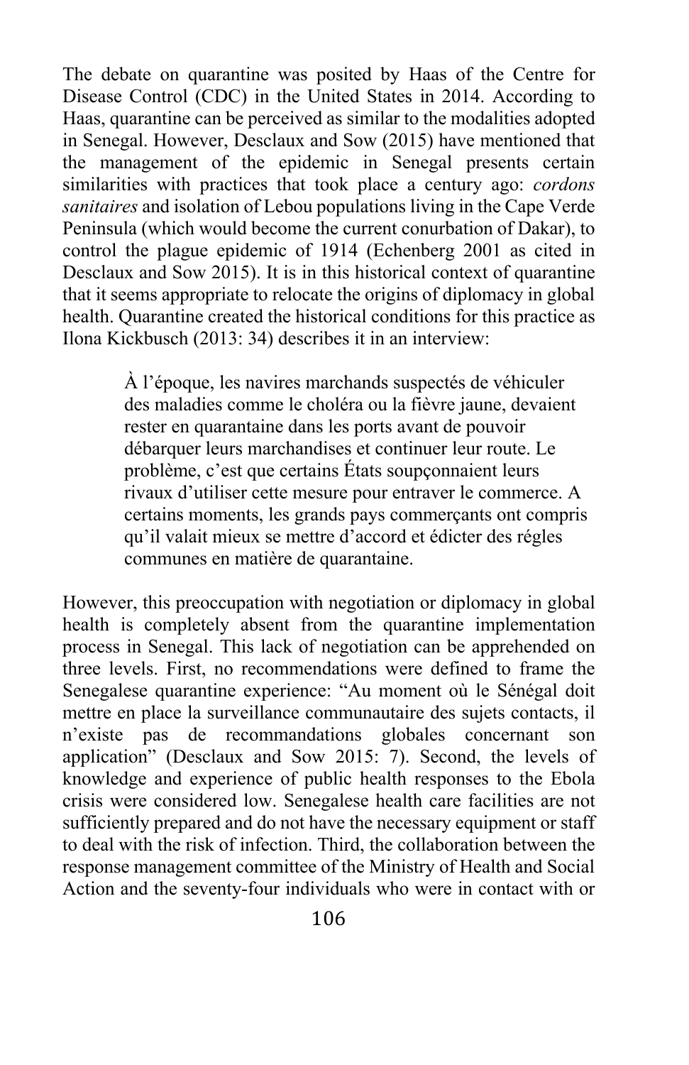The debate on quarantine was posited by Haas of the Centre for Disease Control (CDC) in the United States in 2014. According to Haas, quarantine can be perceived as similar to the modalities adopted in Senegal. However, Desclaux and Sow (2015) have mentioned that the management of the epidemic in Senegal presents certain similarities with practices that took place a century ago: *cordons sanitaires* and isolation of Lebou populations living in the Cape Verde Peninsula (which would become the current conurbation of Dakar), to control the plague epidemic of 1914 (Echenberg 2001 as cited in Desclaux and Sow 2015). It is in this historical context of quarantine that it seems appropriate to relocate the origins of diplomacy in global health. Quarantine created the historical conditions for this practice as Ilona Kickbusch (2013: 34) describes it in an interview:

> À l'époque, les navires marchands suspectés de véhiculer des maladies comme le choléra ou la fièvre jaune, devaient rester en quarantaine dans les ports avant de pouvoir débarquer leurs marchandises et continuer leur route. Le problème, c'est que certains États soupçonnaient leurs rivaux d'utiliser cette mesure pour entraver le commerce. A certains moments, les grands pays commerçants ont compris qu'il valait mieux se mettre d'accord et édicter des régles communes en matière de quarantaine.

However, this preoccupation with negotiation or diplomacy in global health is completely absent from the quarantine implementation process in Senegal. This lack of negotiation can be apprehended on three levels. First, no recommendations were defined to frame the Senegalese quarantine experience: "Au moment où le Sénégal doit mettre en place la surveillance communautaire des sujets contacts, il n'existe pas de recommandations globales concernant son application" (Desclaux and Sow 2015: 7). Second, the levels of knowledge and experience of public health responses to the Ebola crisis were considered low. Senegalese health care facilities are not sufficiently prepared and do not have the necessary equipment or staff to deal with the risk of infection. Third, the collaboration between the response management committee of the Ministry of Health and Social Action and the seventy-four individuals who were in contact with or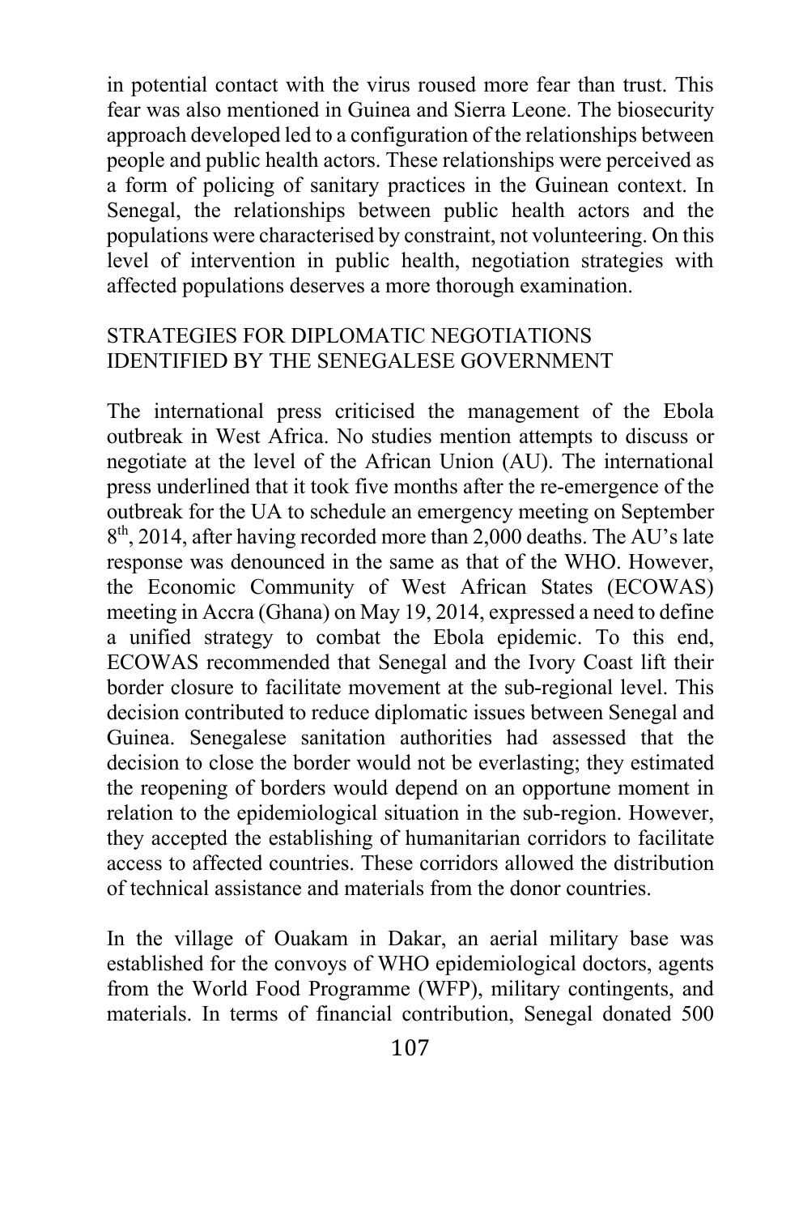in potential contact with the virus roused more fear than trust. This fear was also mentioned in Guinea and Sierra Leone. The biosecurity approach developed led to a configuration of the relationships between people and public health actors. These relationships were perceived as a form of policing of sanitary practices in the Guinean context. In Senegal, the relationships between public health actors and the populations were characterised by constraint, not volunteering. On this level of intervention in public health, negotiation strategies with affected populations deserves a more thorough examination.

## STRATEGIES FOR DIPLOMATIC NEGOTIATIONS IDENTIFIED BY THE SENEGALESE GOVERNMENT

The international press criticised the management of the Ebola outbreak in West Africa. No studies mention attempts to discuss or negotiate at the level of the African Union (AU). The international press underlined that it took five months after the re-emergence of the outbreak for the UA to schedule an emergency meeting on September 8th, 2014, after having recorded more than 2,000 deaths. The AU's late response was denounced in the same as that of the WHO. However, the Economic Community of West African States (ECOWAS) meeting in Accra (Ghana) on May 19, 2014, expressed a need to define a unified strategy to combat the Ebola epidemic. To this end, ECOWAS recommended that Senegal and the Ivory Coast lift their border closure to facilitate movement at the sub-regional level. This decision contributed to reduce diplomatic issues between Senegal and Guinea. Senegalese sanitation authorities had assessed that the decision to close the border would not be everlasting; they estimated the reopening of borders would depend on an opportune moment in relation to the epidemiological situation in the sub-region. However, they accepted the establishing of humanitarian corridors to facilitate access to affected countries. These corridors allowed the distribution of technical assistance and materials from the donor countries.

In the village of Ouakam in Dakar, an aerial military base was established for the convoys of WHO epidemiological doctors, agents from the World Food Programme (WFP), military contingents, and materials. In terms of financial contribution, Senegal donated 500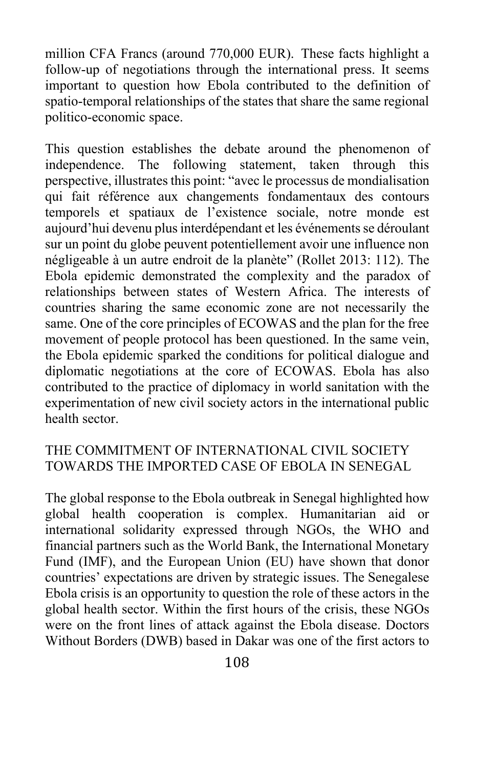million CFA Francs (around 770,000 EUR). These facts highlight a follow-up of negotiations through the international press. It seems important to question how Ebola contributed to the definition of spatio-temporal relationships of the states that share the same regional politico-economic space.

This question establishes the debate around the phenomenon of independence. The following statement, taken through this perspective, illustrates this point: "avec le processus de mondialisation qui fait référence aux changements fondamentaux des contours temporels et spatiaux de l'existence sociale, notre monde est aujourd'hui devenu plus interdépendant et les événements se déroulant sur un point du globe peuvent potentiellement avoir une influence non négligeable à un autre endroit de la planète" (Rollet 2013: 112). The Ebola epidemic demonstrated the complexity and the paradox of relationships between states of Western Africa. The interests of countries sharing the same economic zone are not necessarily the same. One of the core principles of ECOWAS and the plan for the free movement of people protocol has been questioned. In the same vein, the Ebola epidemic sparked the conditions for political dialogue and diplomatic negotiations at the core of ECOWAS. Ebola has also contributed to the practice of diplomacy in world sanitation with the experimentation of new civil society actors in the international public health sector.

## THE COMMITMENT OF INTERNATIONAL CIVIL SOCIETY TOWARDS THE IMPORTED CASE OF EBOLA IN SENEGAL

The global response to the Ebola outbreak in Senegal highlighted how global health cooperation is complex. Humanitarian aid or international solidarity expressed through NGOs, the WHO and financial partners such as the World Bank, the International Monetary Fund (IMF), and the European Union (EU) have shown that donor countries' expectations are driven by strategic issues. The Senegalese Ebola crisis is an opportunity to question the role of these actors in the global health sector. Within the first hours of the crisis, these NGOs were on the front lines of attack against the Ebola disease. Doctors Without Borders (DWB) based in Dakar was one of the first actors to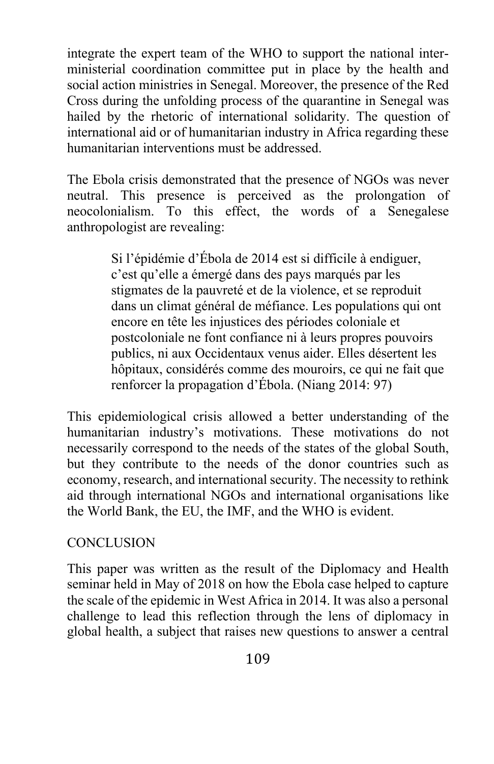integrate the expert team of the WHO to support the national inter-ministerial coordination committee put in place by the health and social action ministries in Senegal. Moreover, the presence of the Red Cross during the unfolding process of the quarantine in Senegal was hailed by the rhetoric of international solidarity. The question of international aid or of humanitarian industry in Africa regarding these humanitarian interventions must be addressed.

The Ebola crisis demonstrated that the presence of NGOs was never neutral. This presence is perceived as the prolongation of neocolonialism. To this effect, the words of a Senegalese anthropologist are revealing:

> Si l'épidémie d'Ébola de 2014 est si difficile à endiguer, c'est qu'elle a émergé dans des pays marqués par les stigmates de la pauvreté et de la violence, et se reproduit dans un climat général de méfiance. Les populations qui ont encore en tête les injustices des périodes coloniale et postcoloniale ne font confiance ni à leurs propres pouvoirs publics, ni aux Occidentaux venus aider. Elles désertent les hôpitaux, considérés comme des mouroirs, ce qui ne fait que renforcer la propagation d'Ébola. (Niang 2014: 97)

This epidemiological crisis allowed a better understanding of the humanitarian industry's motivations. These motivations do not necessarily correspond to the needs of the states of the global South, but they contribute to the needs of the donor countries such as economy, research, and international security. The necessity to rethink aid through international NGOs and international organisations like the World Bank, the EU, the IMF, and the WHO is evident.

## CONCLUSION

This paper was written as the result of the Diplomacy and Health seminar held in May of 2018 on how the Ebola case helped to capture the scale of the epidemic in West Africa in 2014. It was also a personal challenge to lead this reflection through the lens of diplomacy in global health, a subject that raises new questions to answer a central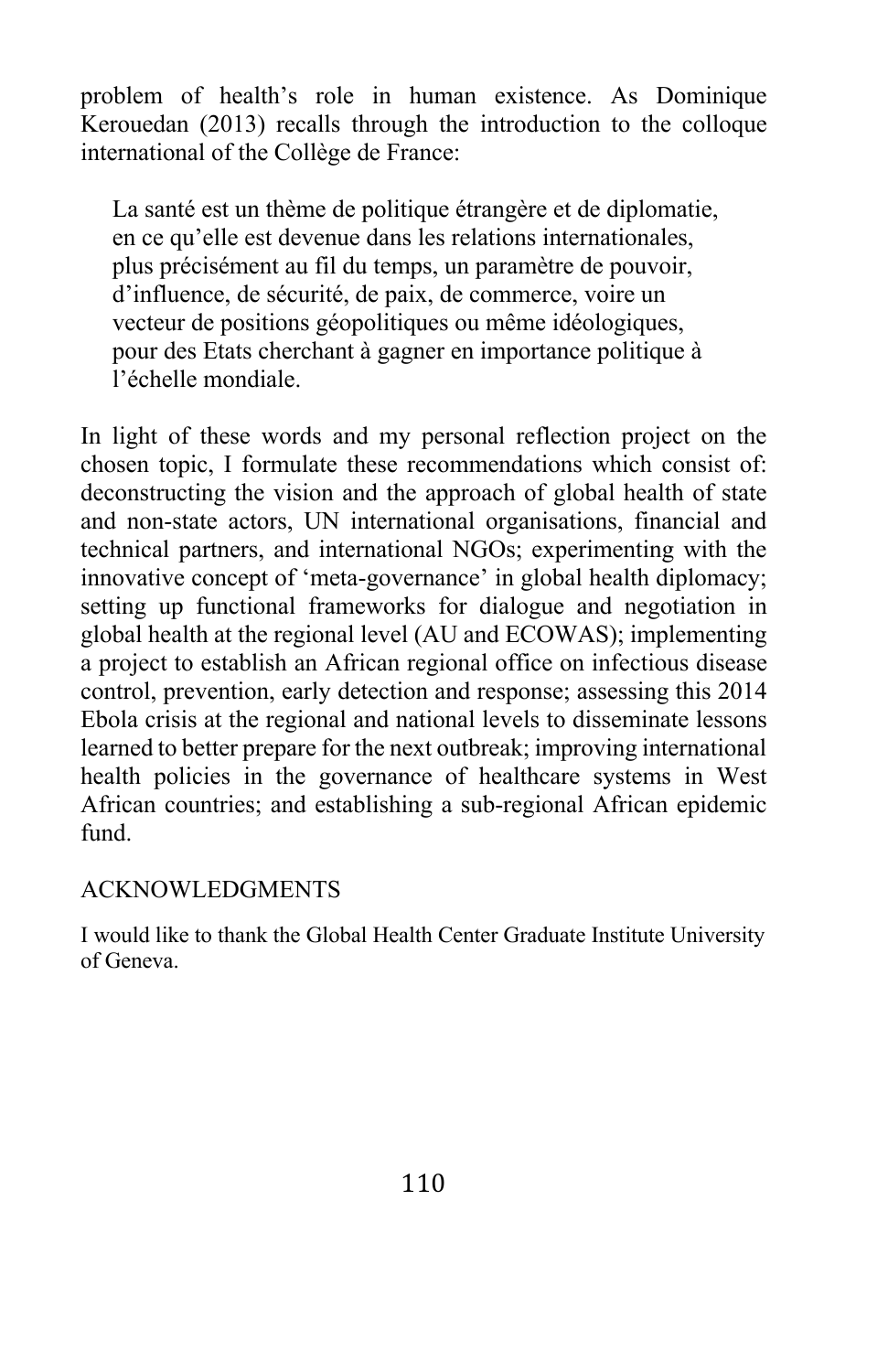problem of health's role in human existence. As Dominique Kerouedan (2013) recalls through the introduction to the colloque international of the Collège de France:

> La santé est un thème de politique étrangère et de diplomatie, en ce qu'elle est devenue dans les relations internationales, plus précisément au fil du temps, un paramètre de pouvoir, d'influence, de sécurité, de paix, de commerce, voire un vecteur de positions géopolitiques ou même idéologiques, pour des Etats cherchant à gagner en importance politique à l'échelle mondiale.

In light of these words and my personal reflection project on the chosen topic, I formulate these recommendations which consist of: deconstructing the vision and the approach of global health of state and non-state actors, UN international organisations, financial and technical partners, and international NGOs; experimenting with the innovative concept of 'meta-governance' in global health diplomacy; setting up functional frameworks for dialogue and negotiation in global health at the regional level (AU and ECOWAS); implementing a project to establish an African regional office on infectious disease control, prevention, early detection and response; assessing this 2014 Ebola crisis at the regional and national levels to disseminate lessons learned to better prepare for the next outbreak; improving international health policies in the governance of healthcare systems in West African countries; and establishing a sub-regional African epidemic fund.

## ACKNOWLEDGMENTS

I would like to thank the Global Health Center Graduate Institute University of Geneva.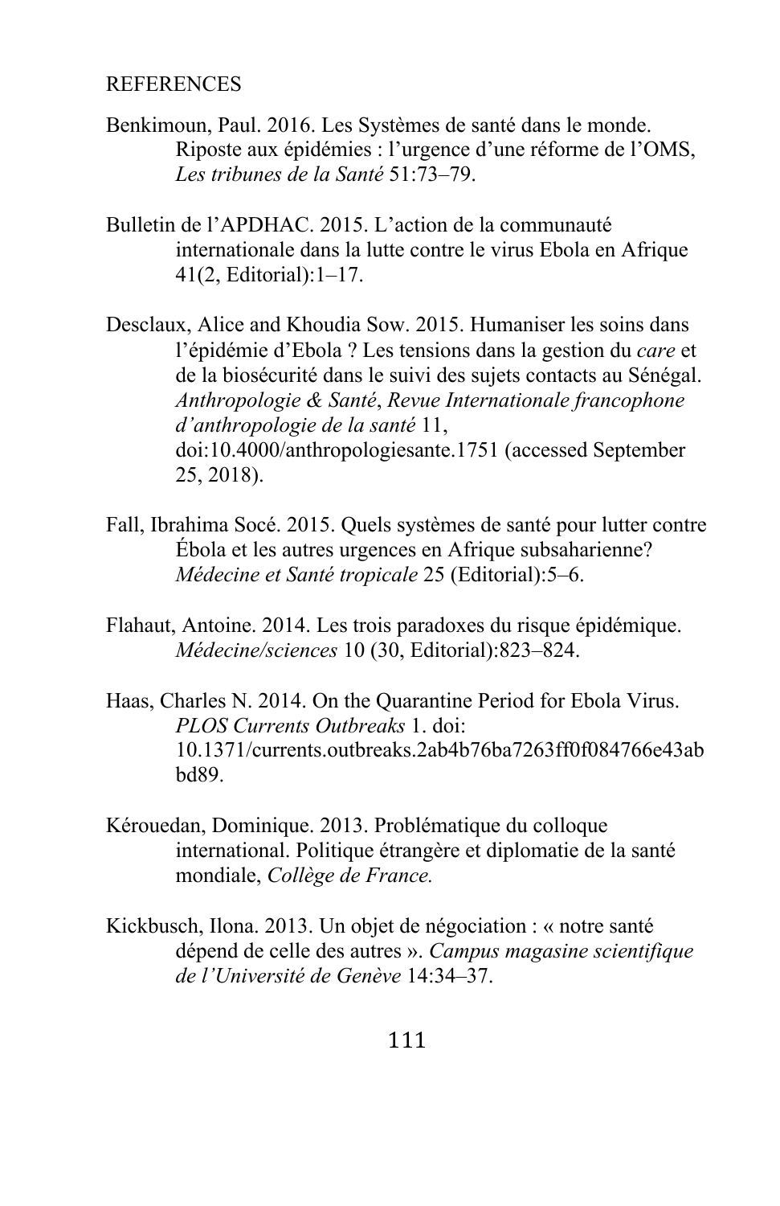REFERENCES

Benkimoun, Paul. 2016. Les Systèmes de santé dans le monde. Riposte aux épidémies : l'urgence d'une réforme de l'OMS, *Les tribunes de la Santé* 51:73–79.

Bulletin de l'APDHAC. 2015. L'action de la communauté internationale dans la lutte contre le virus Ebola en Afrique 41(2, Editorial):1–17.

Desclaux, Alice and Khoudia Sow. 2015. Humaniser les soins dans l'épidémie d'Ebola ? Les tensions dans la gestion du *care* et de la biosécurité dans le suivi des sujets contacts au Sénégal. *Anthropologie & Santé*, *Revue Internationale francophone d'anthropologie de la santé* 11, doi:10.4000/anthropologiesante.1751 (accessed September 25, 2018).

Fall, Ibrahima Socé. 2015. Quels systèmes de santé pour lutter contre Ébola et les autres urgences en Afrique subsaharienne? *Médecine et Santé tropicale* 25 (Editorial):5–6.

Flahaut, Antoine. 2014. Les trois paradoxes du risque épidémique. *Médecine/sciences* 10 (30, Editorial):823–824.

Haas, Charles N. 2014. On the Quarantine Period for Ebola Virus. *PLOS Currents Outbreaks* 1. doi: 10.1371/currents.outbreaks.2ab4b76ba7263ff0f084766e43abbd89.

Kérouedan, Dominique. 2013. Problématique du colloque international. Politique étrangère et diplomatie de la santé mondiale, *Collège de France.*

Kickbusch, Ilona. 2013. Un objet de négociation : « notre santé dépend de celle des autres ». *Campus magasine scientifique de l'Université de Genève* 14:34–37.